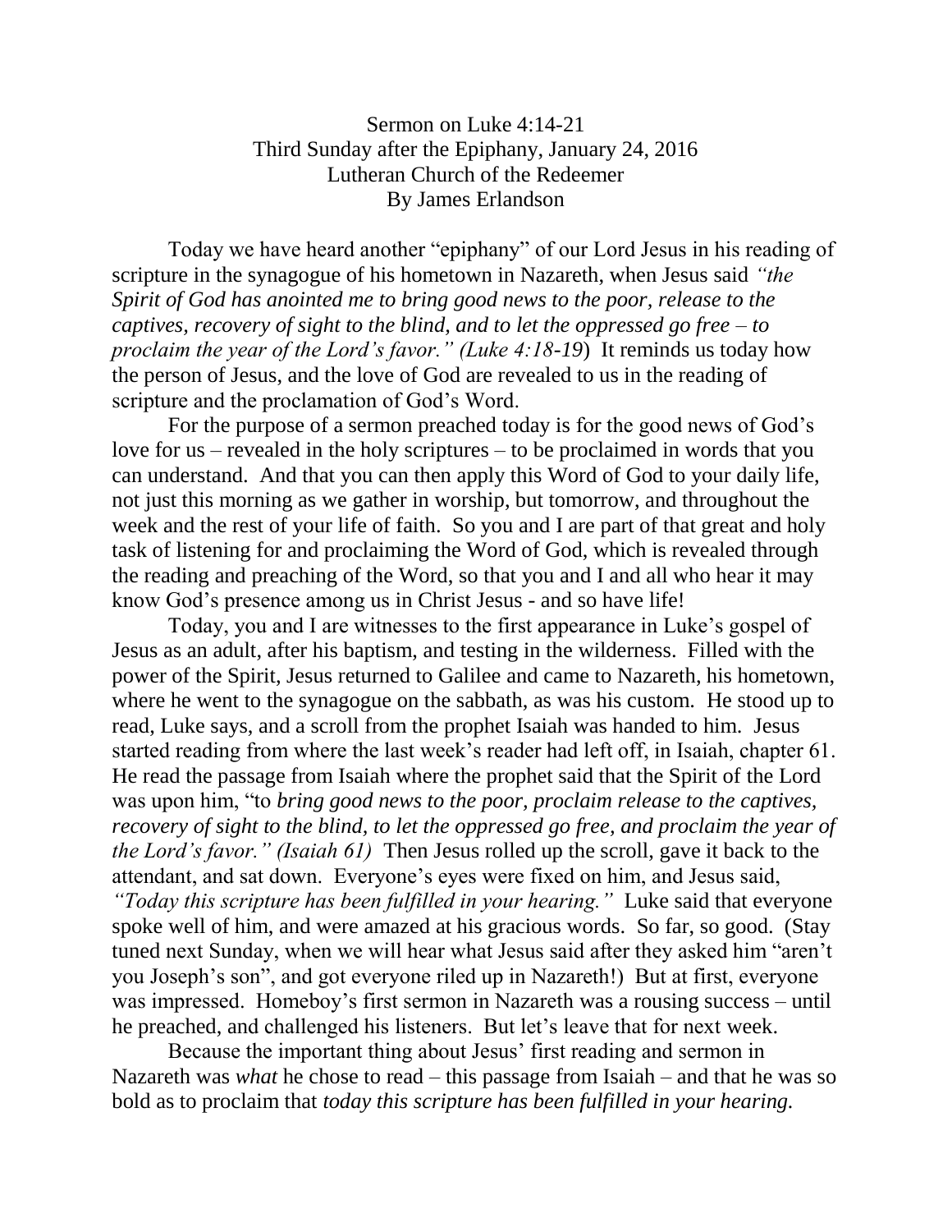# Sermon on Luke 4:14-21
## Third Sunday after the Epiphany, January 24, 2016
## Lutheran Church of the Redeemer
## By James Erlandson

Today we have heard another "epiphany" of our Lord Jesus in his reading of scripture in the synagogue of his hometown in Nazareth, when Jesus said *"the Spirit of God has anointed me to bring good news to the poor, release to the captives, recovery of sight to the blind, and to let the oppressed go free – to proclaim the year of the Lord's favor." (Luke 4:18-19*) It reminds us today how the person of Jesus, and the love of God are revealed to us in the reading of scripture and the proclamation of God's Word.

For the purpose of a sermon preached today is for the good news of God's love for us – revealed in the holy scriptures – to be proclaimed in words that you can understand. And that you can then apply this Word of God to your daily life, not just this morning as we gather in worship, but tomorrow, and throughout the week and the rest of your life of faith. So you and I are part of that great and holy task of listening for and proclaiming the Word of God, which is revealed through the reading and preaching of the Word, so that you and I and all who hear it may know God's presence among us in Christ Jesus - and so have life!

Today, you and I are witnesses to the first appearance in Luke's gospel of Jesus as an adult, after his baptism, and testing in the wilderness. Filled with the power of the Spirit, Jesus returned to Galilee and came to Nazareth, his hometown, where he went to the synagogue on the sabbath, as was his custom. He stood up to read, Luke says, and a scroll from the prophet Isaiah was handed to him. Jesus started reading from where the last week's reader had left off, in Isaiah, chapter 61. He read the passage from Isaiah where the prophet said that the Spirit of the Lord was upon him, "to *bring good news to the poor, proclaim release to the captives, recovery of sight to the blind, to let the oppressed go free, and proclaim the year of the Lord's favor." (Isaiah 61)* Then Jesus rolled up the scroll, gave it back to the attendant, and sat down. Everyone's eyes were fixed on him, and Jesus said, *"Today this scripture has been fulfilled in your hearing."* Luke said that everyone spoke well of him, and were amazed at his gracious words. So far, so good. (Stay tuned next Sunday, when we will hear what Jesus said after they asked him "aren't you Joseph's son", and got everyone riled up in Nazareth!) But at first, everyone was impressed. Homeboy's first sermon in Nazareth was a rousing success – until he preached, and challenged his listeners. But let's leave that for next week.

Because the important thing about Jesus' first reading and sermon in Nazareth was *what* he chose to read – this passage from Isaiah – and that he was so bold as to proclaim that *today this scripture has been fulfilled in your hearing.*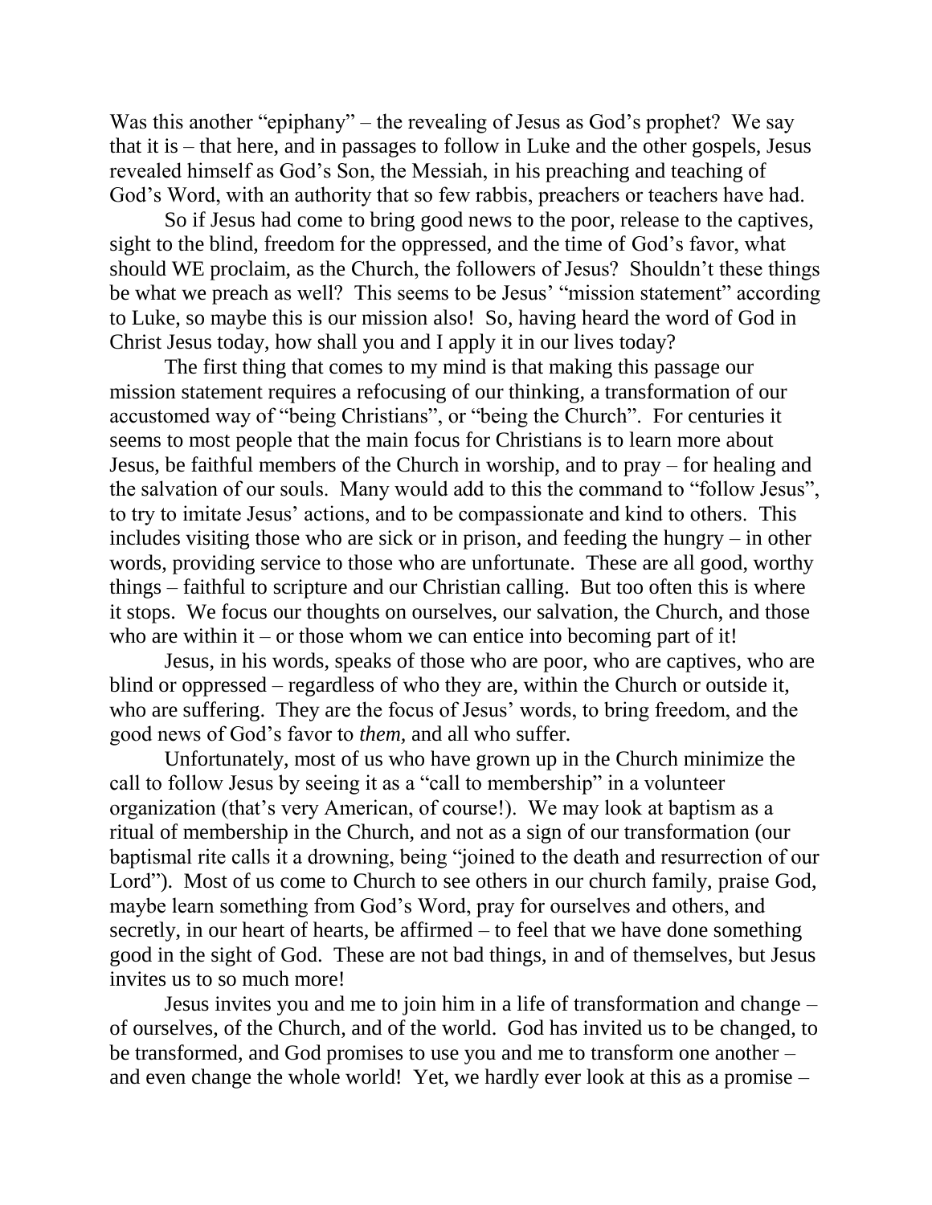Was this another "epiphany" – the revealing of Jesus as God's prophet? We say that it is – that here, and in passages to follow in Luke and the other gospels, Jesus revealed himself as God's Son, the Messiah, in his preaching and teaching of God's Word, with an authority that so few rabbis, preachers or teachers have had.

So if Jesus had come to bring good news to the poor, release to the captives, sight to the blind, freedom for the oppressed, and the time of God's favor, what should WE proclaim, as the Church, the followers of Jesus? Shouldn't these things be what we preach as well? This seems to be Jesus' "mission statement" according to Luke, so maybe this is our mission also! So, having heard the word of God in Christ Jesus today, how shall you and I apply it in our lives today?

The first thing that comes to my mind is that making this passage our mission statement requires a refocusing of our thinking, a transformation of our accustomed way of "being Christians", or "being the Church". For centuries it seems to most people that the main focus for Christians is to learn more about Jesus, be faithful members of the Church in worship, and to pray – for healing and the salvation of our souls. Many would add to this the command to "follow Jesus", to try to imitate Jesus' actions, and to be compassionate and kind to others. This includes visiting those who are sick or in prison, and feeding the hungry – in other words, providing service to those who are unfortunate. These are all good, worthy things – faithful to scripture and our Christian calling. But too often this is where it stops. We focus our thoughts on ourselves, our salvation, the Church, and those who are within it – or those whom we can entice into becoming part of it!

Jesus, in his words, speaks of those who are poor, who are captives, who are blind or oppressed – regardless of who they are, within the Church or outside it, who are suffering. They are the focus of Jesus' words, to bring freedom, and the good news of God's favor to *them*, and all who suffer.

Unfortunately, most of us who have grown up in the Church minimize the call to follow Jesus by seeing it as a "call to membership" in a volunteer organization (that's very American, of course!). We may look at baptism as a ritual of membership in the Church, and not as a sign of our transformation (our baptismal rite calls it a drowning, being "joined to the death and resurrection of our Lord"). Most of us come to Church to see others in our church family, praise God, maybe learn something from God's Word, pray for ourselves and others, and secretly, in our heart of hearts, be affirmed – to feel that we have done something good in the sight of God. These are not bad things, in and of themselves, but Jesus invites us to so much more!

Jesus invites you and me to join him in a life of transformation and change – of ourselves, of the Church, and of the world. God has invited us to be changed, to be transformed, and God promises to use you and me to transform one another – and even change the whole world! Yet, we hardly ever look at this as a promise –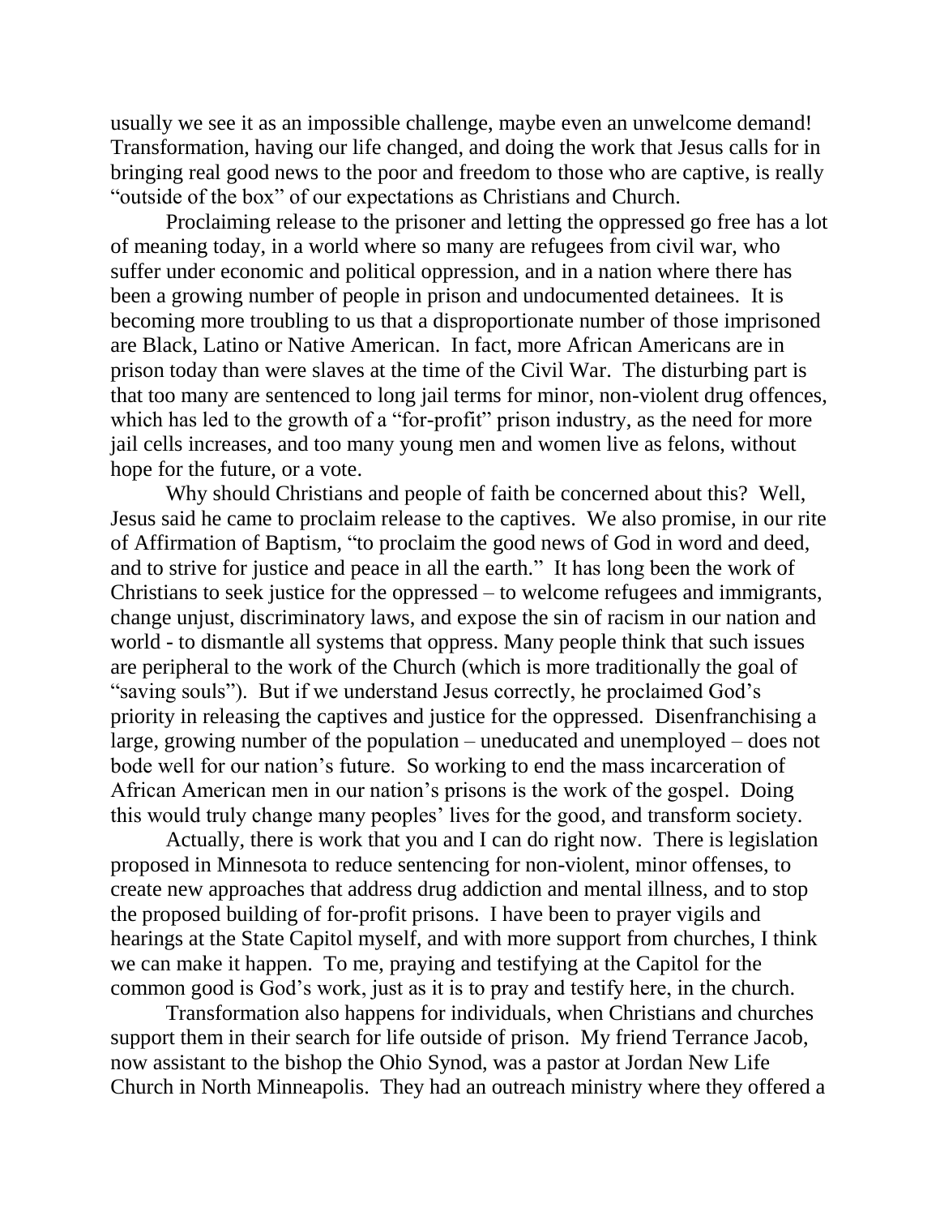usually we see it as an impossible challenge, maybe even an unwelcome demand! Transformation, having our life changed, and doing the work that Jesus calls for in bringing real good news to the poor and freedom to those who are captive, is really "outside of the box" of our expectations as Christians and Church.

Proclaiming release to the prisoner and letting the oppressed go free has a lot of meaning today, in a world where so many are refugees from civil war, who suffer under economic and political oppression, and in a nation where there has been a growing number of people in prison and undocumented detainees. It is becoming more troubling to us that a disproportionate number of those imprisoned are Black, Latino or Native American. In fact, more African Americans are in prison today than were slaves at the time of the Civil War. The disturbing part is that too many are sentenced to long jail terms for minor, non-violent drug offences, which has led to the growth of a "for-profit" prison industry, as the need for more jail cells increases, and too many young men and women live as felons, without hope for the future, or a vote.

Why should Christians and people of faith be concerned about this? Well, Jesus said he came to proclaim release to the captives. We also promise, in our rite of Affirmation of Baptism, "to proclaim the good news of God in word and deed, and to strive for justice and peace in all the earth." It has long been the work of Christians to seek justice for the oppressed – to welcome refugees and immigrants, change unjust, discriminatory laws, and expose the sin of racism in our nation and world - to dismantle all systems that oppress. Many people think that such issues are peripheral to the work of the Church (which is more traditionally the goal of "saving souls"). But if we understand Jesus correctly, he proclaimed God's priority in releasing the captives and justice for the oppressed. Disenfranchising a large, growing number of the population – uneducated and unemployed – does not bode well for our nation's future. So working to end the mass incarceration of African American men in our nation's prisons is the work of the gospel. Doing this would truly change many peoples' lives for the good, and transform society.

Actually, there is work that you and I can do right now. There is legislation proposed in Minnesota to reduce sentencing for non-violent, minor offenses, to create new approaches that address drug addiction and mental illness, and to stop the proposed building of for-profit prisons. I have been to prayer vigils and hearings at the State Capitol myself, and with more support from churches, I think we can make it happen. To me, praying and testifying at the Capitol for the common good is God's work, just as it is to pray and testify here, in the church.

Transformation also happens for individuals, when Christians and churches support them in their search for life outside of prison. My friend Terrance Jacob, now assistant to the bishop the Ohio Synod, was a pastor at Jordan New Life Church in North Minneapolis. They had an outreach ministry where they offered a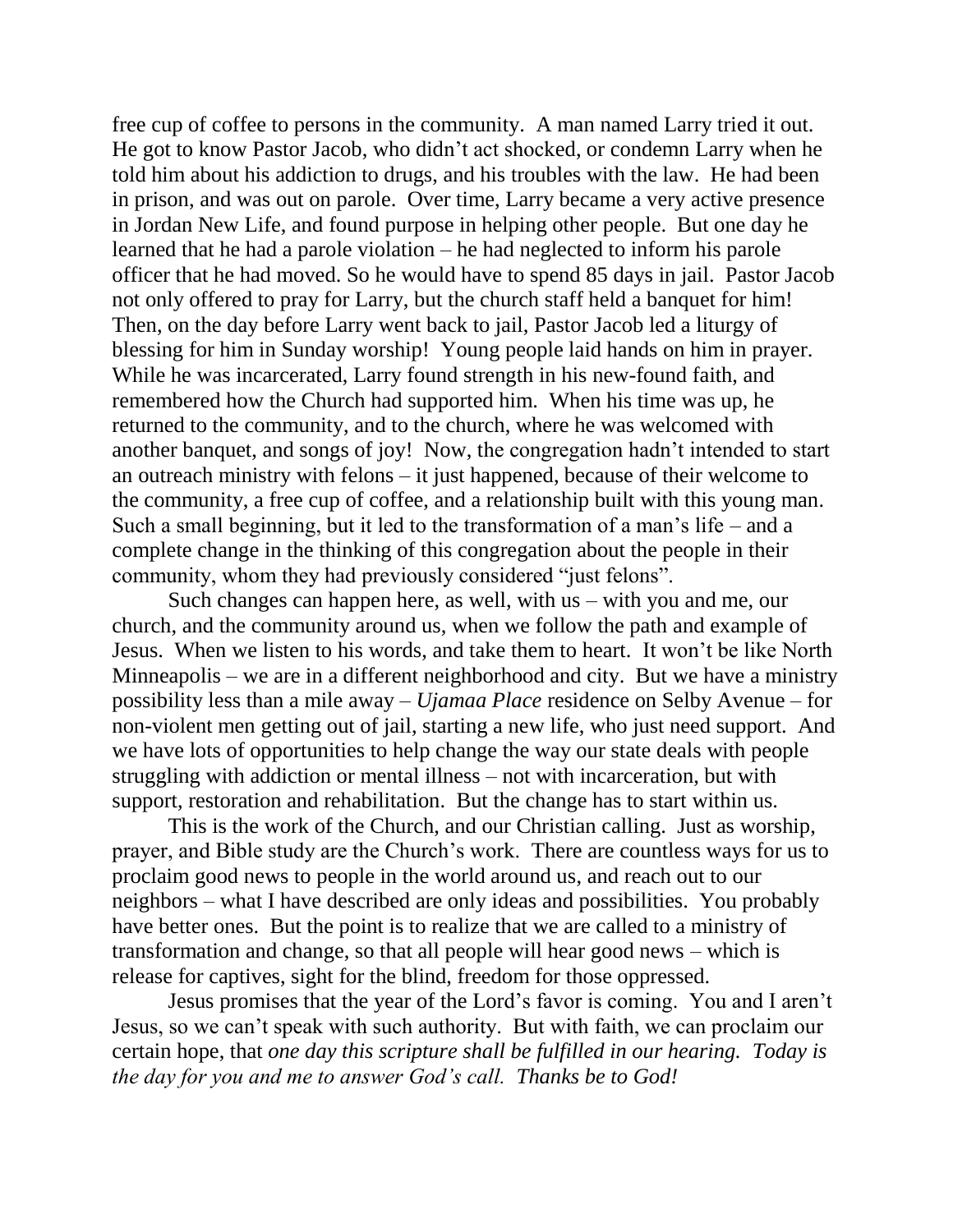free cup of coffee to persons in the community. A man named Larry tried it out. He got to know Pastor Jacob, who didn't act shocked, or condemn Larry when he told him about his addiction to drugs, and his troubles with the law. He had been in prison, and was out on parole. Over time, Larry became a very active presence in Jordan New Life, and found purpose in helping other people. But one day he learned that he had a parole violation – he had neglected to inform his parole officer that he had moved. So he would have to spend 85 days in jail. Pastor Jacob not only offered to pray for Larry, but the church staff held a banquet for him! Then, on the day before Larry went back to jail, Pastor Jacob led a liturgy of blessing for him in Sunday worship! Young people laid hands on him in prayer. While he was incarcerated, Larry found strength in his new-found faith, and remembered how the Church had supported him. When his time was up, he returned to the community, and to the church, where he was welcomed with another banquet, and songs of joy! Now, the congregation hadn't intended to start an outreach ministry with felons – it just happened, because of their welcome to the community, a free cup of coffee, and a relationship built with this young man. Such a small beginning, but it led to the transformation of a man's life – and a complete change in the thinking of this congregation about the people in their community, whom they had previously considered "just felons".

Such changes can happen here, as well, with us – with you and me, our church, and the community around us, when we follow the path and example of Jesus. When we listen to his words, and take them to heart. It won't be like North Minneapolis – we are in a different neighborhood and city. But we have a ministry possibility less than a mile away – *Ujamaa Place* residence on Selby Avenue – for non-violent men getting out of jail, starting a new life, who just need support. And we have lots of opportunities to help change the way our state deals with people struggling with addiction or mental illness – not with incarceration, but with support, restoration and rehabilitation. But the change has to start within us.

This is the work of the Church, and our Christian calling. Just as worship, prayer, and Bible study are the Church's work. There are countless ways for us to proclaim good news to people in the world around us, and reach out to our neighbors – what I have described are only ideas and possibilities. You probably have better ones. But the point is to realize that we are called to a ministry of transformation and change, so that all people will hear good news – which is release for captives, sight for the blind, freedom for those oppressed.

Jesus promises that the year of the Lord's favor is coming. You and I aren't Jesus, so we can't speak with such authority. But with faith, we can proclaim our certain hope, that *one day this scripture shall be fulfilled in our hearing. Today is the day for you and me to answer God's call. Thanks be to God!*